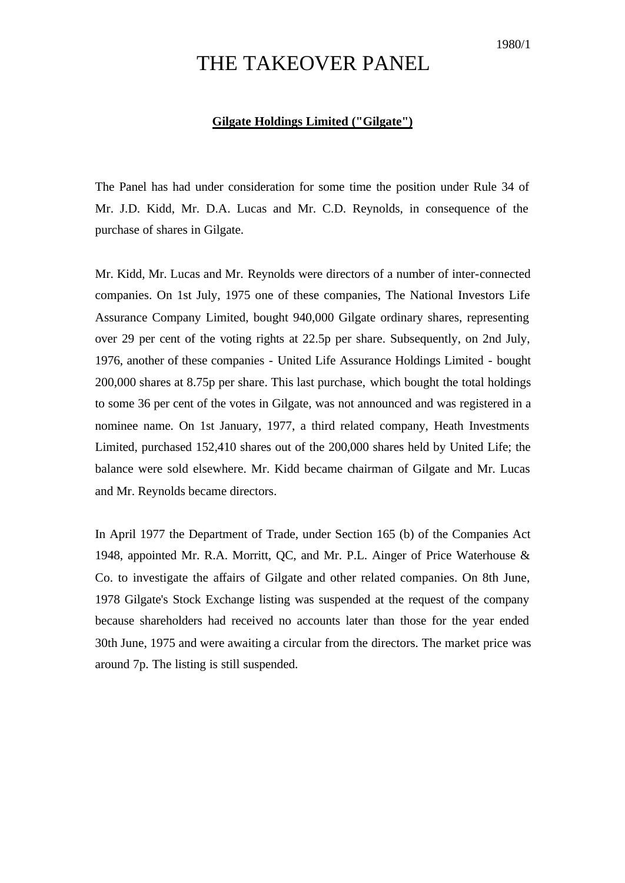1980/1

# THE TAKEOVER PANEL

**Gilgate Holdings Limited ("Gilgate")**

The Panel has had under consideration for some time the position under Rule 34 of Mr. J.D. Kidd, Mr. D.A. Lucas and Mr. C.D. Reynolds, in consequence of the purchase of shares in Gilgate.

Mr. Kidd, Mr. Lucas and Mr. Reynolds were directors of a number of inter-connected companies. On 1st July, 1975 one of these companies, The National Investors Life Assurance Company Limited, bought 940,000 Gilgate ordinary shares, representing over 29 per cent of the voting rights at 22.5p per share. Subsequently, on 2nd July, 1976, another of these companies - United Life Assurance Holdings Limited - bought 200,000 shares at 8.75p per share. This last purchase, which bought the total holdings to some 36 per cent of the votes in Gilgate, was not announced and was registered in a nominee name. On 1st January, 1977, a third related company, Heath Investments Limited, purchased 152,410 shares out of the 200,000 shares held by United Life; the balance were sold elsewhere. Mr. Kidd became chairman of Gilgate and Mr. Lucas and Mr. Reynolds became directors.

In April 1977 the Department of Trade, under Section 165 (b) of the Companies Act 1948, appointed Mr. R.A. Morritt, QC, and Mr. P.L. Ainger of Price Waterhouse & Co. to investigate the affairs of Gilgate and other related companies. On 8th June, 1978 Gilgate's Stock Exchange listing was suspended at the request of the company because shareholders had received no accounts later than those for the year ended 30th June, 1975 and were awaiting a circular from the directors. The market price was around 7p. The listing is still suspended.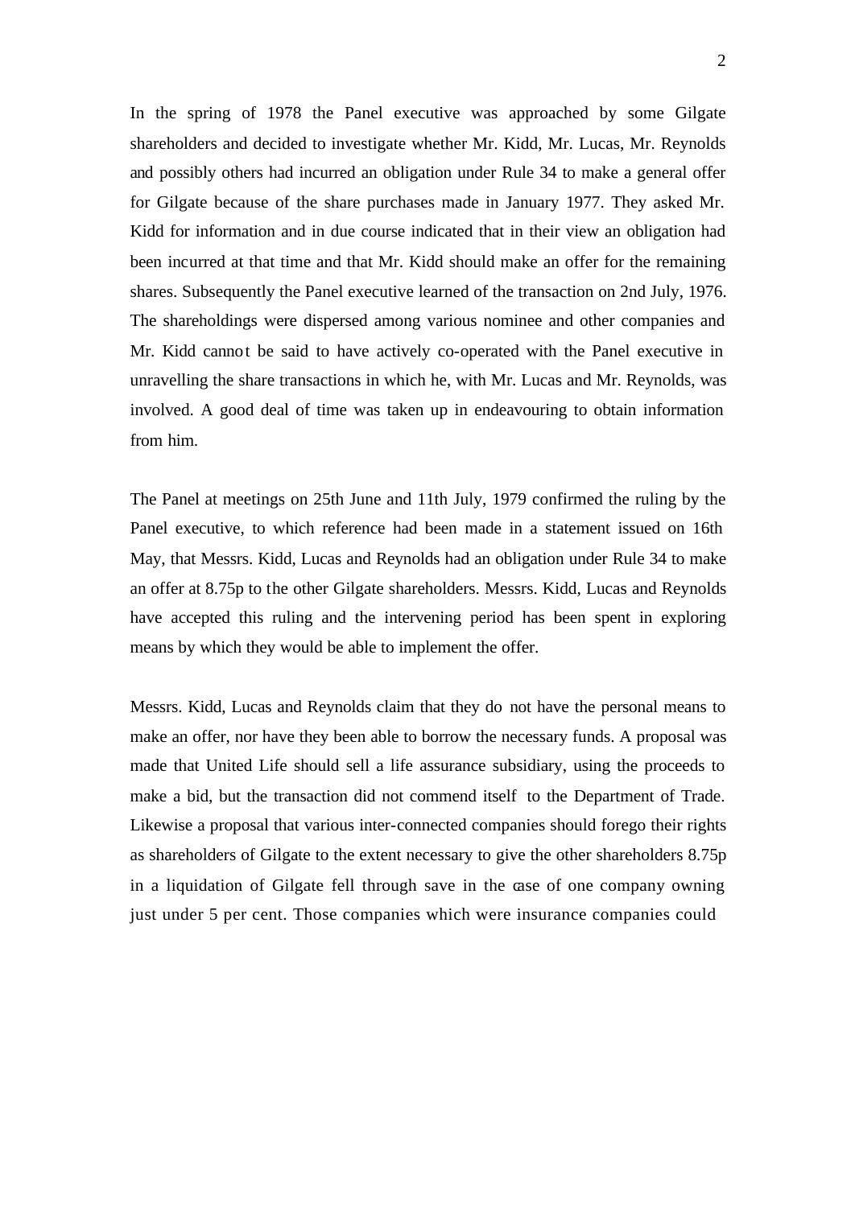In the spring of 1978 the Panel executive was approached by some Gilgate shareholders and decided to investigate whether Mr. Kidd, Mr. Lucas, Mr. Reynolds and possibly others had incurred an obligation under Rule 34 to make a general offer for Gilgate because of the share purchases made in January 1977. They asked Mr. Kidd for information and in due course indicated that in their view an obligation had been incurred at that time and that Mr. Kidd should make an offer for the remaining shares. Subsequently the Panel executive learned of the transaction on 2nd July, 1976. The shareholdings were dispersed among various nominee and other companies and Mr. Kidd cannot be said to have actively co-operated with the Panel executive in unravelling the share transactions in which he, with Mr. Lucas and Mr. Reynolds, was involved. A good deal of time was taken up in endeavouring to obtain information from him.

The Panel at meetings on 25th June and 11th July, 1979 confirmed the ruling by the Panel executive, to which reference had been made in a statement issued on 16th May, that Messrs. Kidd, Lucas and Reynolds had an obligation under Rule 34 to make an offer at 8.75p to the other Gilgate shareholders. Messrs. Kidd, Lucas and Reynolds have accepted this ruling and the intervening period has been spent in exploring means by which they would be able to implement the offer.

Messrs. Kidd, Lucas and Reynolds claim that they do not have the personal means to make an offer, nor have they been able to borrow the necessary funds. A proposal was made that United Life should sell a life assurance subsidiary, using the proceeds to make a bid, but the transaction did not commend itself to the Department of Trade. Likewise a proposal that various inter-connected companies should forego their rights as shareholders of Gilgate to the extent necessary to give the other shareholders 8.75p in a liquidation of Gilgate fell through save in the case of one company owning just under 5 per cent. Those companies which were insurance companies could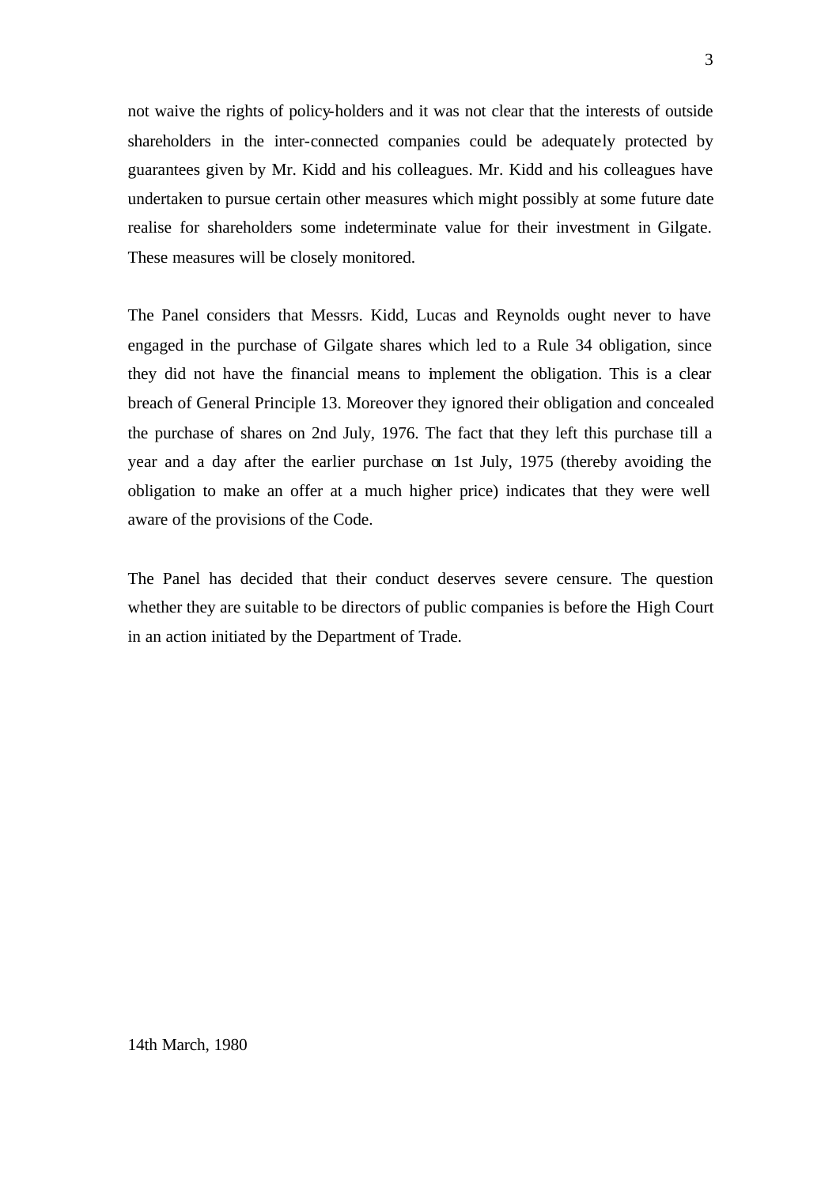not waive the rights of policy-holders and it was not clear that the interests of outside shareholders in the inter-connected companies could be adequately protected by guarantees given by Mr. Kidd and his colleagues. Mr. Kidd and his colleagues have undertaken to pursue certain other measures which might possibly at some future date realise for shareholders some indeterminate value for their investment in Gilgate. These measures will be closely monitored.

The Panel considers that Messrs. Kidd, Lucas and Reynolds ought never to have engaged in the purchase of Gilgate shares which led to a Rule 34 obligation, since they did not have the financial means to implement the obligation. This is a clear breach of General Principle 13. Moreover they ignored their obligation and concealed the purchase of shares on 2nd July, 1976. The fact that they left this purchase till a year and a day after the earlier purchase on 1st July, 1975 (thereby avoiding the obligation to make an offer at a much higher price) indicates that they were well aware of the provisions of the Code.

The Panel has decided that their conduct deserves severe censure. The question whether they are suitable to be directors of public companies is before the High Court in an action initiated by the Department of Trade.

14th March, 1980